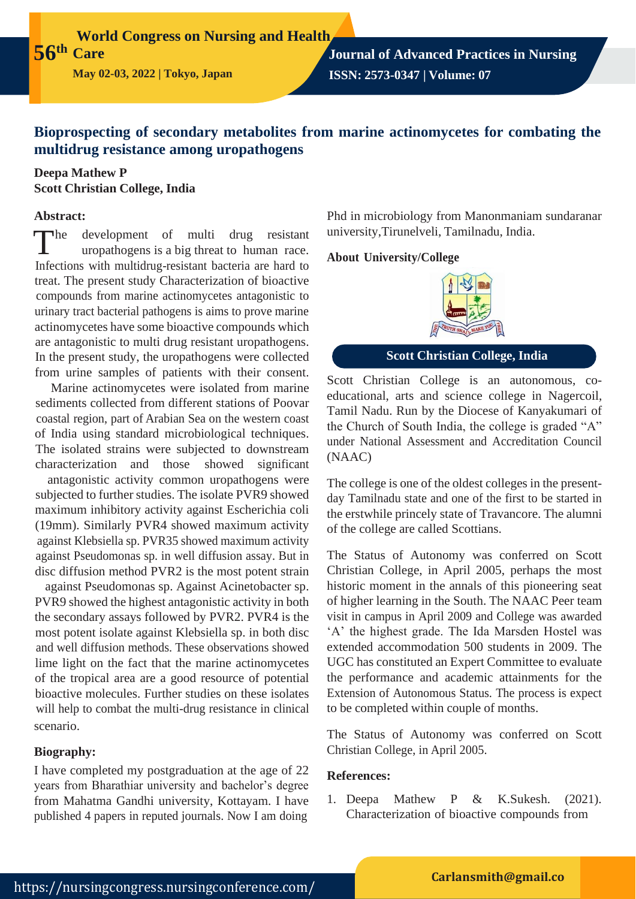# Bioprospecting of secondary metabolites from marine actinomycetes for combating the multidrug resistance among uropathogens

**Deepa Mathew P**
**Scott Christian College, India**

### Abstract:

The development of multi drug resistant uropathogens is a big threat to human race. Infections with multidrug-resistant bacteria are hard to treat. The present study Characterization of bioactive compounds from marine actinomycetes antagonistic to urinary tract bacterial pathogens is aims to prove marine actinomycetes have some bioactive compounds which are antagonistic to multi drug resistant uropathogens. In the present study, the uropathogens were collected from urine samples of patients with their consent.

Marine actinomycetes were isolated from marine sediments collected from different stations of Poovar coastal region, part of Arabian Sea on the western coast of India using standard microbiological techniques. The isolated strains were subjected to downstream characterization and those showed significant antagonistic activity common uropathogens were subjected to further studies. The isolate PVR9 showed maximum inhibitory activity against Escherichia coli (19mm). Similarly PVR4 showed maximum activity against Klebsiella sp. PVR35 showed maximum activity against Pseudomonas sp. in well diffusion assay. But in disc diffusion method PVR2 is the most potent strain against Pseudomonas sp. Against Acinetobacter sp. PVR9 showed the highest antagonistic activity in both the secondary assays followed by PVR2. PVR4 is the most potent isolate against Klebsiella sp. in both disc and well diffusion methods. These observations showed lime light on the fact that the marine actinomycetes of the tropical area are a good resource of potential bioactive molecules. Further studies on these isolates will help to combat the multi-drug resistance in clinical scenario.

### Biography:

I have completed my postgraduation at the age of 22 years from Bharathiar university and bachelor's degree from Mahatma Gandhi university, Kottayam. I have published 4 papers in reputed journals. Now I am doing Phd in microbiology from Manonmaniam sundaranar university,Tirunelveli, Tamilnadu, India.

### About University/College

**Scott Christian College, India**

Scott Christian College is an autonomous, co-educational, arts and science college in Nagercoil, Tamil Nadu. Run by the Diocese of Kanyakumari of the Church of South India, the college is graded "A" under National Assessment and Accreditation Council (NAAC)

The college is one of the oldest colleges in the present-day Tamilnadu state and one of the first to be started in the erstwhile princely state of Travancore. The alumni of the college are called Scottians.

The Status of Autonomy was conferred on Scott Christian College, in April 2005, perhaps the most historic moment in the annals of this pioneering seat of higher learning in the South. The NAAC Peer team visit in campus in April 2009 and College was awarded 'A' the highest grade. The Ida Marsden Hostel was extended accommodation 500 students in 2009. The UGC has constituted an Expert Committee to evaluate the performance and academic attainments for the Extension of Autonomous Status. The process is expect to be completed within couple of months.

The Status of Autonomy was conferred on Scott Christian College, in April 2005.

### References:

1. Deepa Mathew P & K.Sukesh. (2021). Characterization of bioactive compounds from

Carlansmith@gmail.co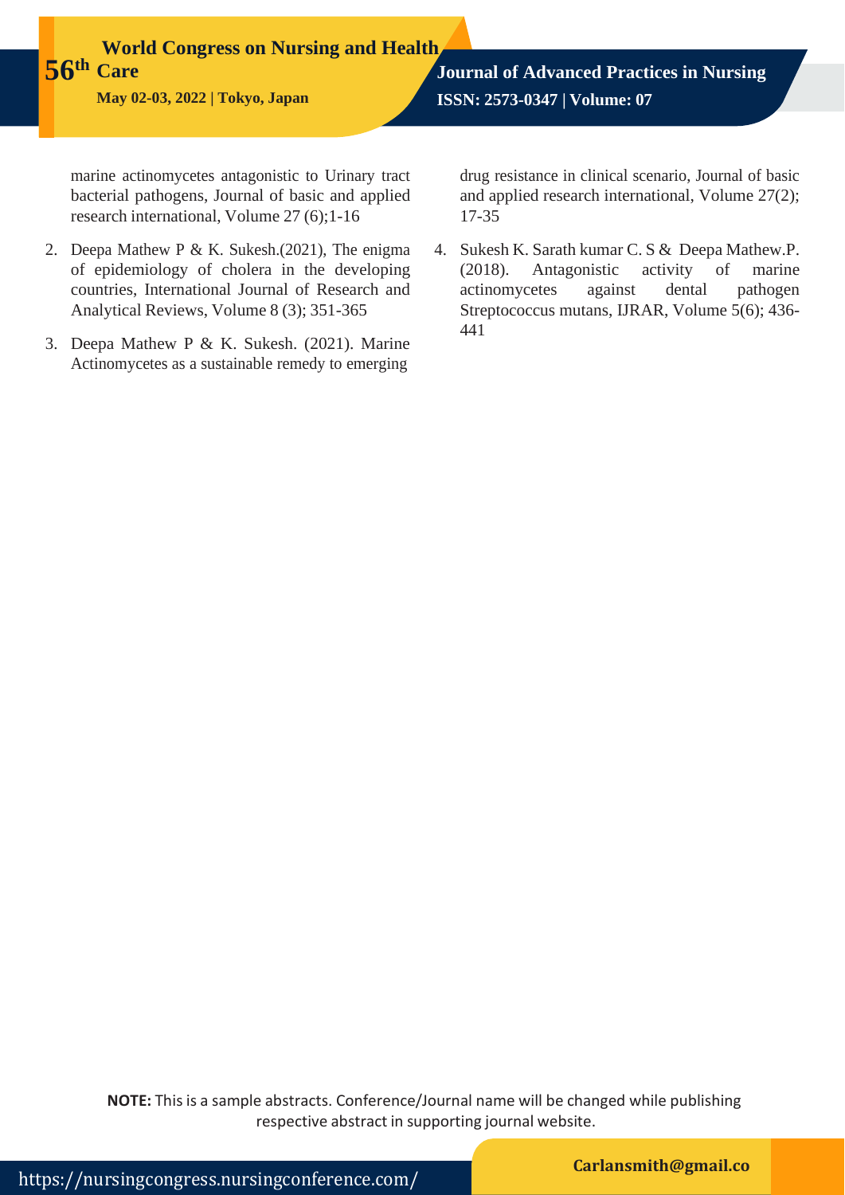marine actinomycetes antagonistic to Urinary tract bacterial pathogens, Journal of basic and applied research international, Volume 27 (6);1-16

2. Deepa Mathew P & K. Sukesh.(2021), The enigma of epidemiology of cholera in the developing countries, International Journal of Research and Analytical Reviews, Volume 8 (3); 351-365

3. Deepa Mathew P & K. Sukesh. (2021). Marine Actinomycetes as a sustainable remedy to emerging drug resistance in clinical scenario, Journal of basic and applied research international, Volume 27(2); 17-35

4. Sukesh K. Sarath kumar C. S & Deepa Mathew.P. (2018). Antagonistic activity of marine actinomycetes against dental pathogen Streptococcus mutans, IJRAR, Volume 5(6); 436-441

**NOTE:** This is a sample abstracts. Conference/Journal name will be changed while publishing respective abstract in supporting journal website.